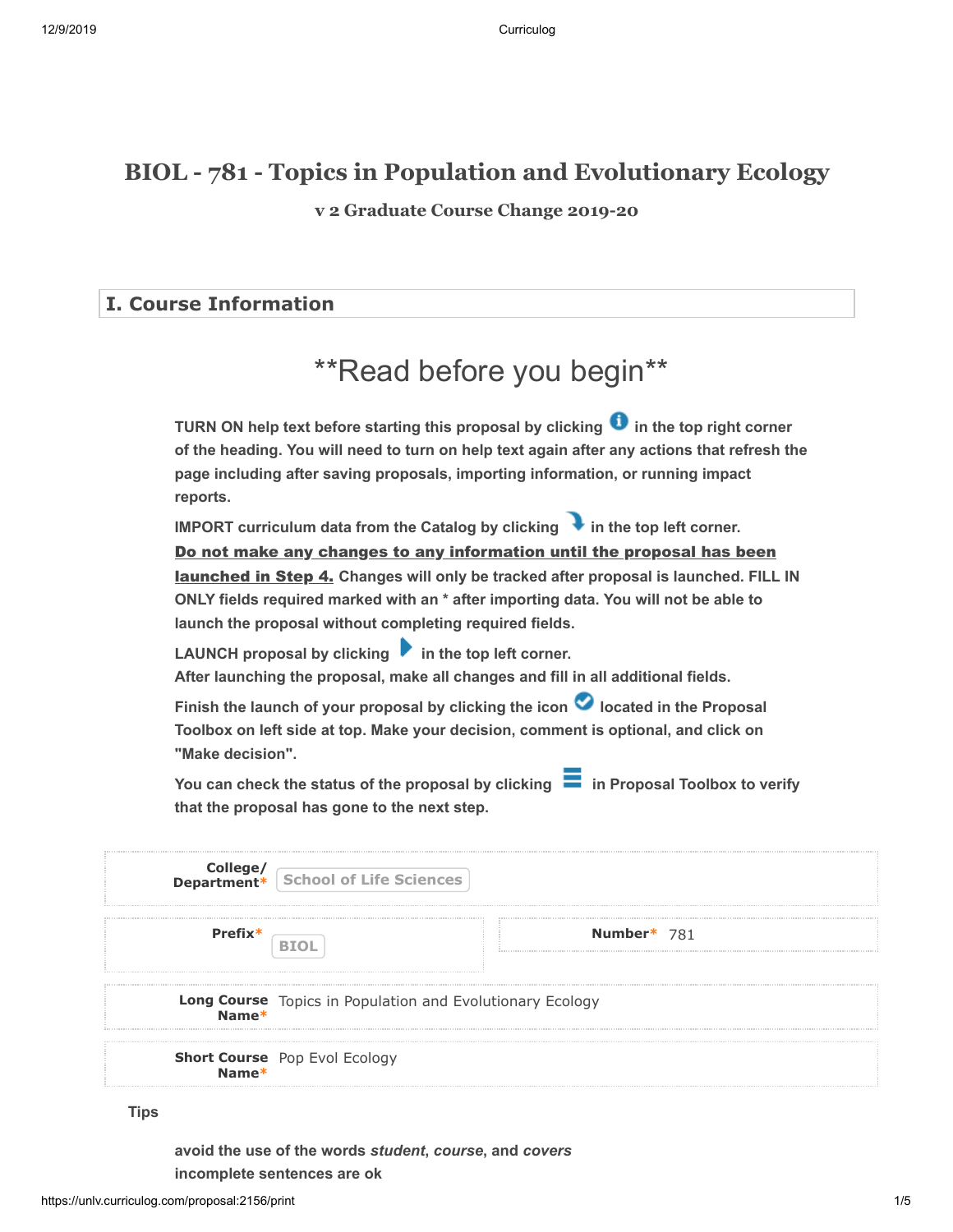# BIOL - 781 - Topics in Population and Evolutionary Ecology

### v 2 Graduate Course Change 2019-20

## I. Course Information

# **Read before you begin**

**TURN ON help text before starting this proposal by clicking in the top right corner of the heading. You will need to turn on help text again after any actions that refresh the page including after saving proposals, importing information, or running impact reports.**

**IMPORT curriculum data from the Catalog by clicking in the top left corner.** **Do not make any changes to any information until the proposal has been launched in Step 4.** **Changes will only be tracked after proposal is launched. FILL IN ONLY fields required marked with an * after importing data. You will not be able to launch the proposal without completing required fields.**

**LAUNCH proposal by clicking in the top left corner.**
**After launching the proposal, make all changes and fill in all additional fields.**

**Finish the launch of your proposal by clicking the icon located in the Proposal Toolbox on left side at top. Make your decision, comment is optional, and click on "Make decision".**

**You can check the status of the proposal by clicking in Proposal Toolbox to verify that the proposal has gone to the next step.**

**College/ Department*** School of Life Sciences

**Prefix*** BIOL

**Number*** 781

**Long Course Name*** Topics in Population and Evolutionary Ecology

**Short Course Name*** Pop Evol Ecology

**Tips**

**avoid the use of the words *student*, *course*, and *covers***
**incomplete sentences are ok**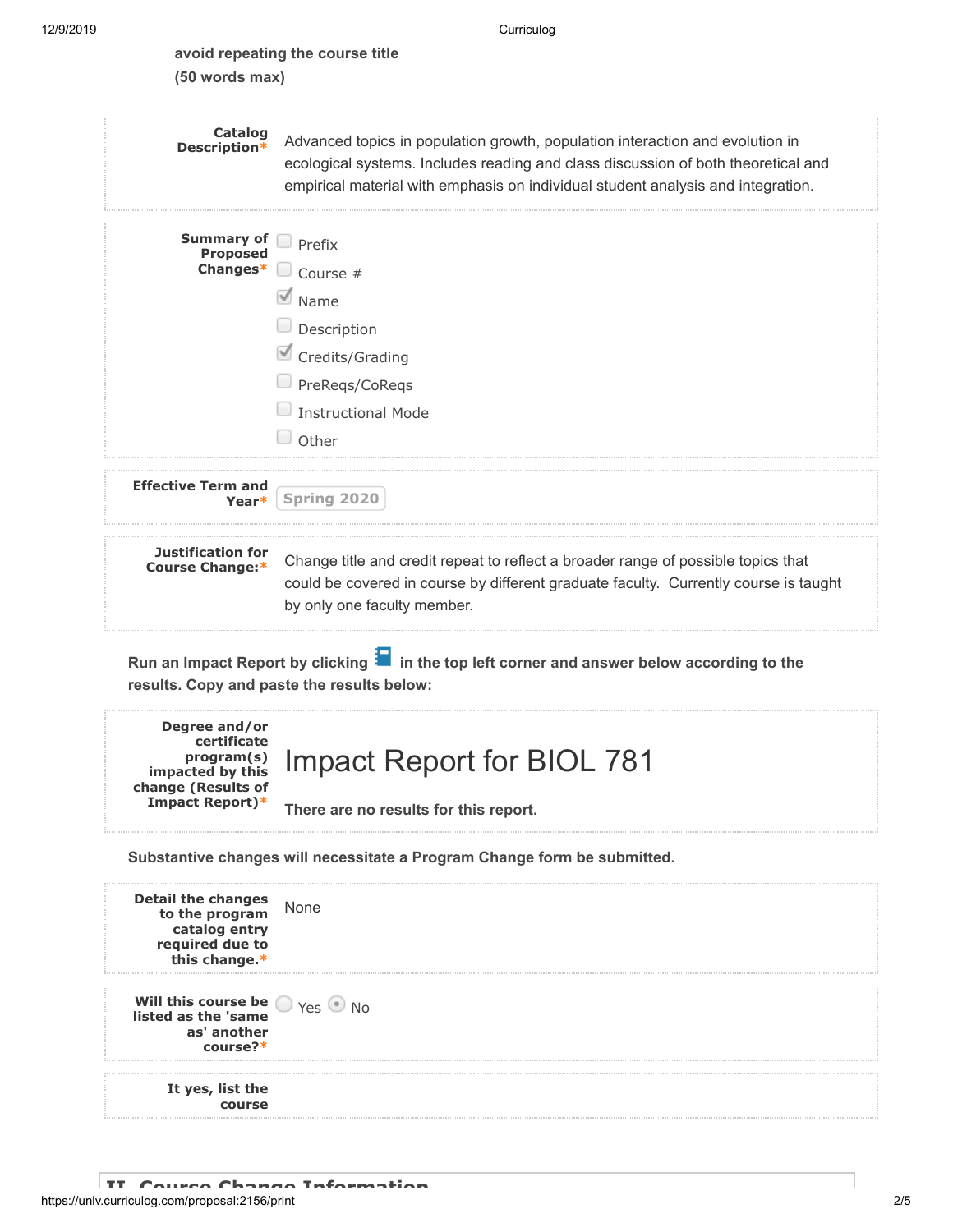**avoid repeating the course title (50 words max)**

**Catalog Description***
Advanced topics in population growth, population interaction and evolution in ecological systems. Includes reading and class discussion of both theoretical and empirical material with emphasis on individual student analysis and integration.

**Summary of Proposed Changes***

- [ ] Prefix
- [ ] Course #
- [x] Name
- [ ] Description
- [x] Credits/Grading
- [ ] PreReqs/CoReqs
- [ ] Instructional Mode
- [ ] Other

**Effective Term and Year***
Spring 2020

**Justification for Course Change:***
Change title and credit repeat to reflect a broader range of possible topics that could be covered in course by different graduate faculty. Currently course is taught by only one faculty member.

**Run an Impact Report by clicking in the top left corner and answer below according to the results. Copy and paste the results below:**

**Degree and/or certificate program(s) impacted by this change (Results of Impact Report)***

# Impact Report for BIOL 781

**There are no results for this report.**

**Substantive changes will necessitate a Program Change form be submitted.**

**Detail the changes to the program catalog entry required due to this change.***
None

**Will this course be listed as the 'same as' another course?***
( ) Yes (•) No

**It yes, list the course**

## II. Course Change Information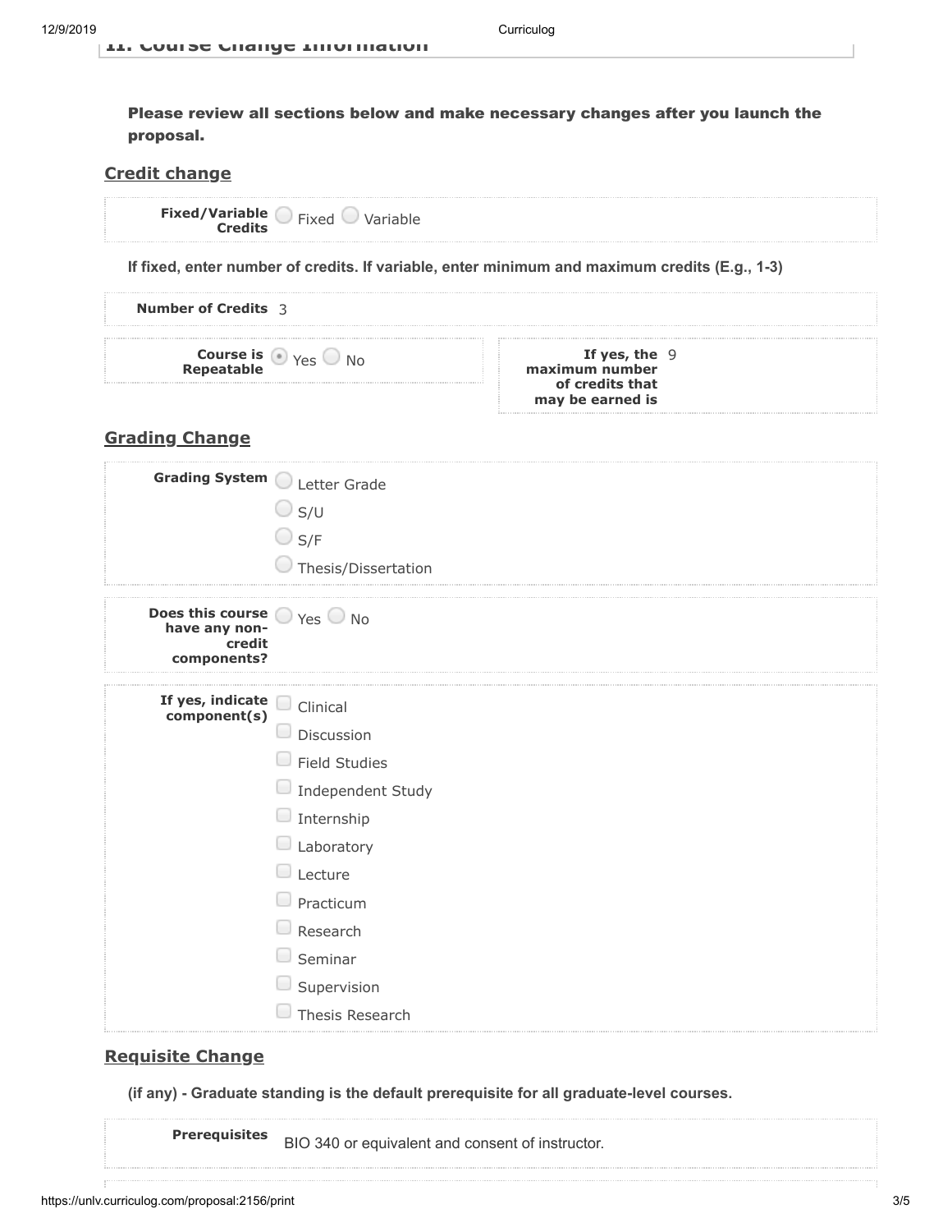## II. Course Change Information

**Please review all sections below and make necessary changes after you launch the proposal.**

### Credit change

**Fixed/Variable Credits** ○ Fixed ○ Variable

**If fixed, enter number of credits. If variable, enter minimum and maximum credits (E.g., 1-3)**

**Number of Credits** 3

**Course is Repeatable** ◉ Yes ○ No

**If yes, the maximum number of credits that may be earned is** 9

### Grading Change

**Grading System**
- ○ Letter Grade
- ○ S/U
- ○ S/F
- ○ Thesis/Dissertation

**Does this course have any non-credit components?** ○ Yes ○ No

**If yes, indicate component(s)**
- ☐ Clinical
- ☐ Discussion
- ☐ Field Studies
- ☐ Independent Study
- ☐ Internship
- ☐ Laboratory
- ☐ Lecture
- ☐ Practicum
- ☐ Research
- ☐ Seminar
- ☐ Supervision
- ☐ Thesis Research

### Requisite Change

**(if any) - Graduate standing is the default prerequisite for all graduate-level courses.**

**Prerequisites** BIO 340 or equivalent and consent of instructor.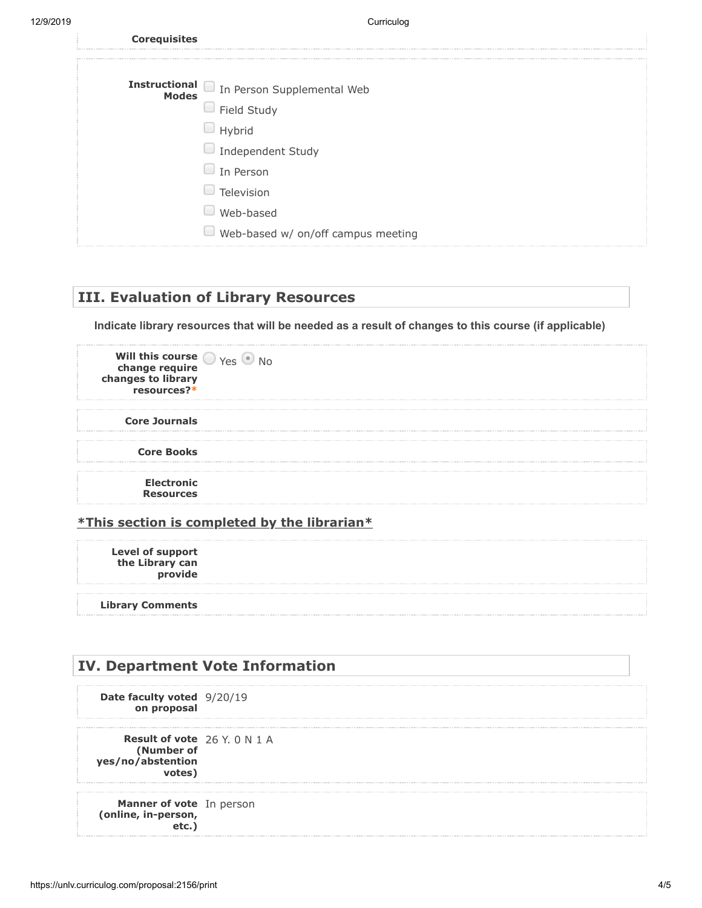**Corequisites**

**Instructional Modes**

- ☐ In Person Supplemental Web
- ☐ Field Study
- ☐ Hybrid
- ☐ Independent Study
- ☐ In Person
- ☐ Television
- ☐ Web-based
- ☐ Web-based w/ on/off campus meeting

## III. Evaluation of Library Resources

**Indicate library resources that will be needed as a result of changes to this course (if applicable)**

**Will this course change require changes to library resources?***  ○ Yes ◉ No

**Core Journals**

**Core Books**

**Electronic Resources**

***This section is completed by the librarian***

**Level of support the Library can provide**

**Library Comments**

## IV. Department Vote Information

**Date faculty voted on proposal** 9/20/19

**Result of vote (Number of yes/no/abstention votes)** 26 Y. 0 N 1 A

**Manner of vote (online, in-person, etc.)** In person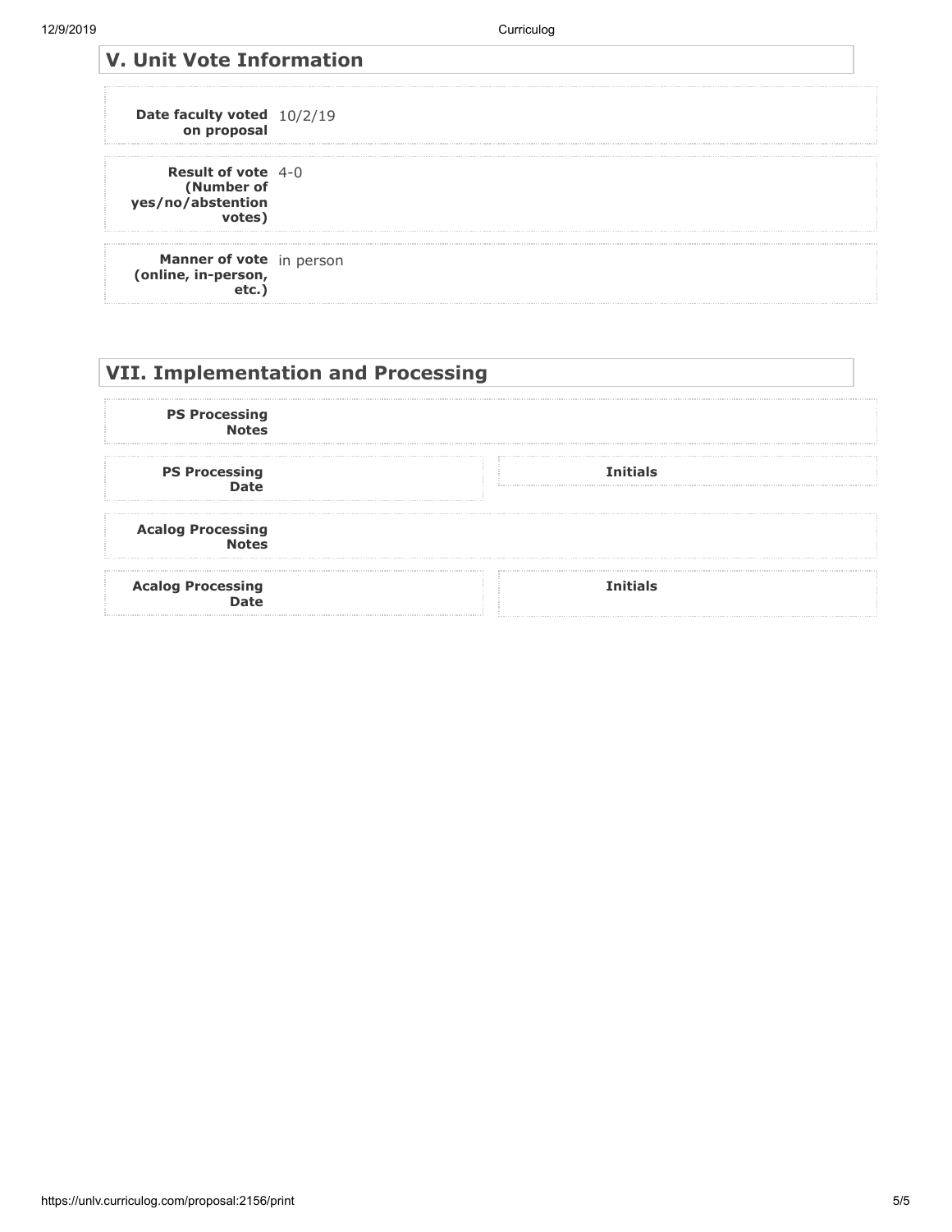## V. Unit Vote Information

| | |
|---|---|
| **Date faculty voted on proposal** | 10/2/19 |
| **Result of vote (Number of yes/no/abstention votes)** | 4-0 |
| **Manner of vote (online, in-person, etc.)** | in person |

## VII. Implementation and Processing

| | | | |
|---|---|---|---|
| **PS Processing Notes** | | | |
| **PS Processing Date** | | **Initials** | |
| **Acalog Processing Notes** | | | |
| **Acalog Processing Date** | | **Initials** | |